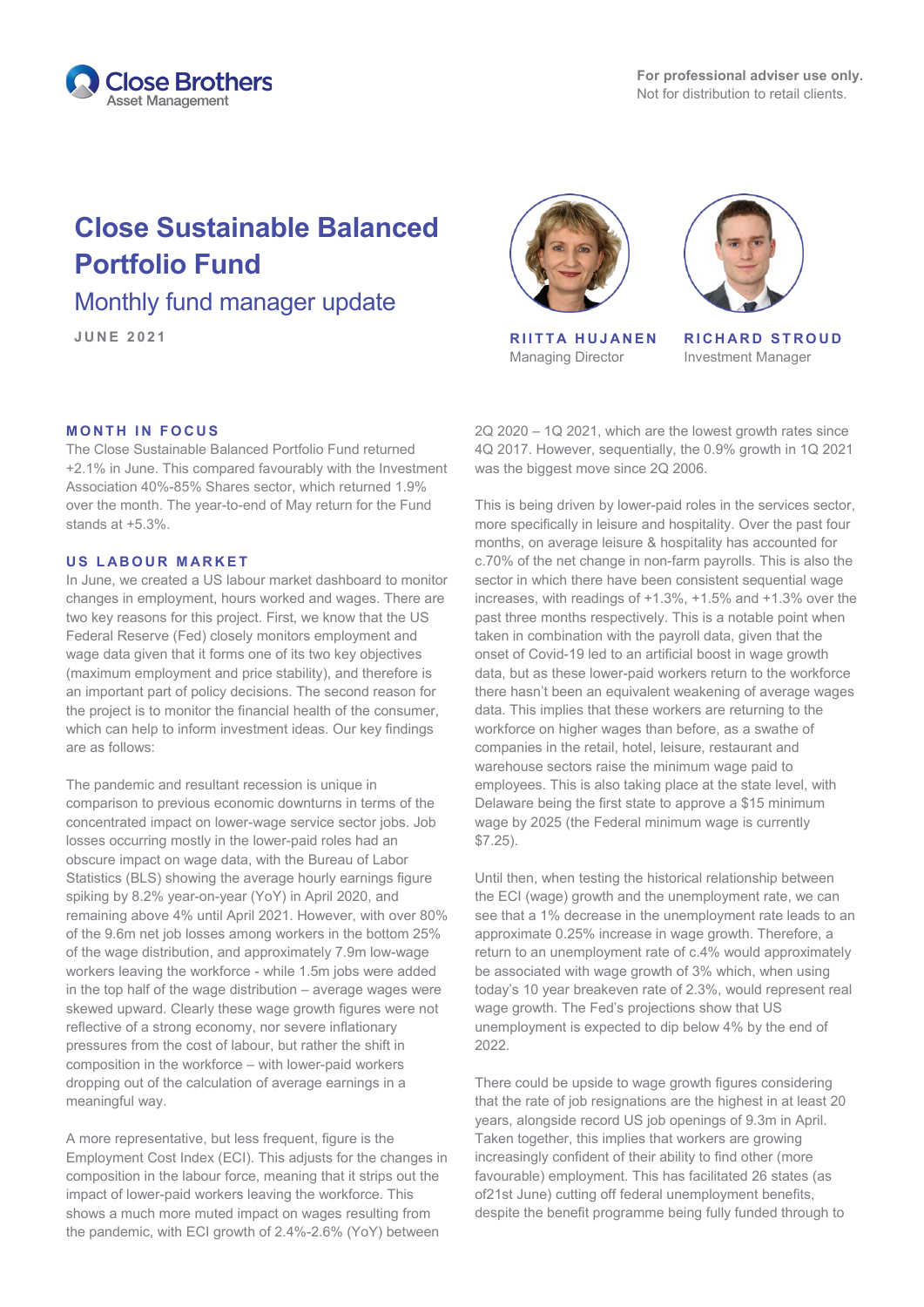For professional adviser use only.
Not for distribution to retail clients.

# Close Sustainable Balanced Portfolio Fund

## Monthly fund manager update

JUNE 2021

**RIITTA HUJANEN**
Managing Director

**RICHARD STROUD**
Investment Manager

### MONTH IN FOCUS

The Close Sustainable Balanced Portfolio Fund returned +2.1% in June. This compared favourably with the Investment Association 40%-85% Shares sector, which returned 1.9% over the month. The year-to-end of May return for the Fund stands at +5.3%.

### US LABOUR MARKET

In June, we created a US labour market dashboard to monitor changes in employment, hours worked and wages. There are two key reasons for this project. First, we know that the US Federal Reserve (Fed) closely monitors employment and wage data given that it forms one of its two key objectives (maximum employment and price stability), and therefore is an important part of policy decisions. The second reason for the project is to monitor the financial health of the consumer, which can help to inform investment ideas. Our key findings are as follows:

The pandemic and resultant recession is unique in comparison to previous economic downturns in terms of the concentrated impact on lower-wage service sector jobs. Job losses occurring mostly in the lower-paid roles had an obscure impact on wage data, with the Bureau of Labor Statistics (BLS) showing the average hourly earnings figure spiking by 8.2% year-on-year (YoY) in April 2020, and remaining above 4% until April 2021. However, with over 80% of the 9.6m net job losses among workers in the bottom 25% of the wage distribution, and approximately 7.9m low-wage workers leaving the workforce - while 1.5m jobs were added in the top half of the wage distribution – average wages were skewed upward. Clearly these wage growth figures were not reflective of a strong economy, nor severe inflationary pressures from the cost of labour, but rather the shift in composition in the workforce – with lower-paid workers dropping out of the calculation of average earnings in a meaningful way.

A more representative, but less frequent, figure is the Employment Cost Index (ECI). This adjusts for the changes in composition in the labour force, meaning that it strips out the impact of lower-paid workers leaving the workforce. This shows a much more muted impact on wages resulting from the pandemic, with ECI growth of 2.4%-2.6% (YoY) between 2Q 2020 – 1Q 2021, which are the lowest growth rates since 4Q 2017. However, sequentially, the 0.9% growth in 1Q 2021 was the biggest move since 2Q 2006.

This is being driven by lower-paid roles in the services sector, more specifically in leisure and hospitality. Over the past four months, on average leisure & hospitality has accounted for c.70% of the net change in non-farm payrolls. This is also the sector in which there have been consistent sequential wage increases, with readings of +1.3%, +1.5% and +1.3% over the past three months respectively. This is a notable point when taken in combination with the payroll data, given that the onset of Covid-19 led to an artificial boost in wage growth data, but as these lower-paid workers return to the workforce there hasn't been an equivalent weakening of average wages data. This implies that these workers are returning to the workforce on higher wages than before, as a swathe of companies in the retail, hotel, leisure, restaurant and warehouse sectors raise the minimum wage paid to employees. This is also taking place at the state level, with Delaware being the first state to approve a $15 minimum wage by 2025 (the Federal minimum wage is currently $7.25).

Until then, when testing the historical relationship between the ECI (wage) growth and the unemployment rate, we can see that a 1% decrease in the unemployment rate leads to an approximate 0.25% increase in wage growth. Therefore, a return to an unemployment rate of c.4% would approximately be associated with wage growth of 3% which, when using today's 10 year breakeven rate of 2.3%, would represent real wage growth. The Fed's projections show that US unemployment is expected to dip below 4% by the end of 2022.

There could be upside to wage growth figures considering that the rate of job resignations are the highest in at least 20 years, alongside record US job openings of 9.3m in April. Taken together, this implies that workers are growing increasingly confident of their ability to find other (more favourable) employment. This has facilitated 26 states (as of21st June) cutting off federal unemployment benefits, despite the benefit programme being fully funded through to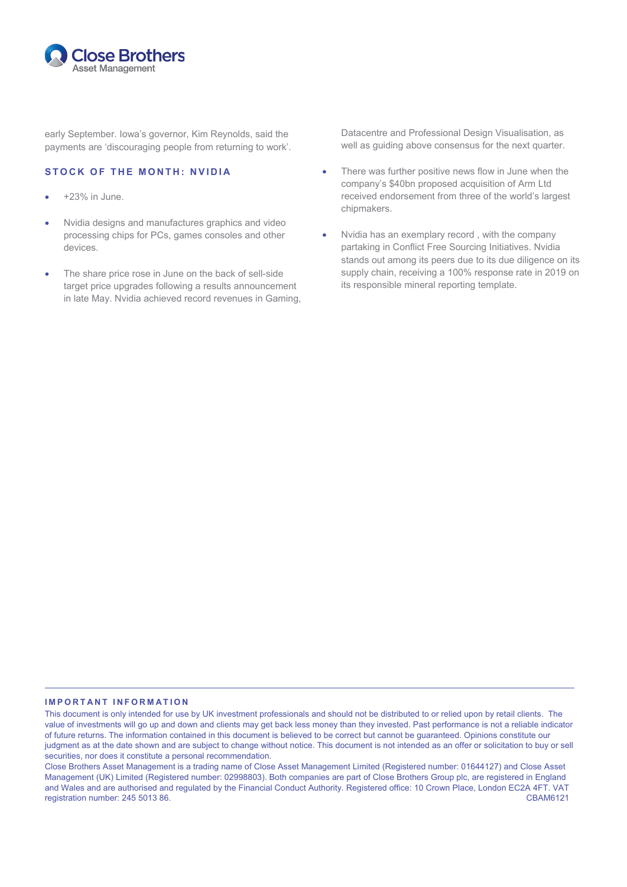early September. Iowa's governor, Kim Reynolds, said the payments are 'discouraging people from returning to work'.

## STOCK OF THE MONTH: NVIDIA

- +23% in June.
- Nvidia designs and manufactures graphics and video processing chips for PCs, games consoles and other devices.
- The share price rose in June on the back of sell-side target price upgrades following a results announcement in late May. Nvidia achieved record revenues in Gaming, Datacentre and Professional Design Visualisation, as well as guiding above consensus for the next quarter.
- There was further positive news flow in June when the company's $40bn proposed acquisition of Arm Ltd received endorsement from three of the world's largest chipmakers.
- Nvidia has an exemplary record , with the company partaking in Conflict Free Sourcing Initiatives. Nvidia stands out among its peers due to its due diligence on its supply chain, receiving a 100% response rate in 2019 on its responsible mineral reporting template.

### IMPORTANT INFORMATION

This document is only intended for use by UK investment professionals and should not be distributed to or relied upon by retail clients. The value of investments will go up and down and clients may get back less money than they invested. Past performance is not a reliable indicator of future returns. The information contained in this document is believed to be correct but cannot be guaranteed. Opinions constitute our judgment as at the date shown and are subject to change without notice. This document is not intended as an offer or solicitation to buy or sell securities, nor does it constitute a personal recommendation.

Close Brothers Asset Management is a trading name of Close Asset Management Limited (Registered number: 01644127) and Close Asset Management (UK) Limited (Registered number: 02998803). Both companies are part of Close Brothers Group plc, are registered in England and Wales and are authorised and regulated by the Financial Conduct Authority. Registered office: 10 Crown Place, London EC2A 4FT. VAT registration number: 245 5013 86. CBAM6121